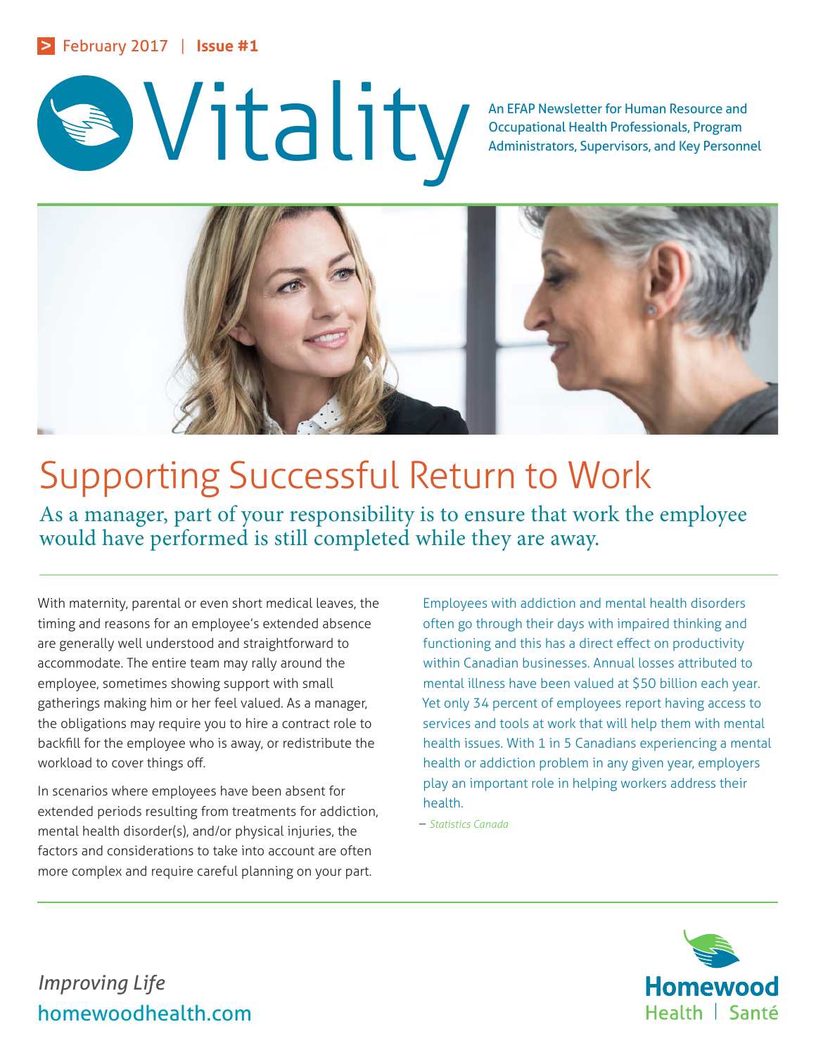February 2017 | **Issue #1**

# Vitality

An EFAP Newsletter for Human Resource and Occupational Health Professionals, Program Administrators, Supervisors, and Key Personnel

## Supporting Successful Return to Work

### As a manager, part of your responsibility is to ensure that work the employee would have performed is still completed while they are away.

With maternity, parental or even short medical leaves, the timing and reasons for an employee's extended absence are generally well understood and straightforward to accommodate. The entire team may rally around the employee, sometimes showing support with small gatherings making him or her feel valued. As a manager, the obligations may require you to hire a contract role to backfill for the employee who is away, or redistribute the workload to cover things off.

In scenarios where employees have been absent for extended periods resulting from treatments for addiction, mental health disorder(s), and/or physical injuries, the factors and considerations to take into account are often more complex and require careful planning on your part.

Employees with addiction and mental health disorders often go through their days with impaired thinking and functioning and this has a direct effect on productivity within Canadian businesses. Annual losses attributed to mental illness have been valued at $50 billion each year. Yet only 34 percent of employees report having access to services and tools at work that will help them with mental health issues. With 1 in 5 Canadians experiencing a mental health or addiction problem in any given year, employers play an important role in helping workers address their health.

– *Statistics Canada*

*Improving Life*

homewoodhealth.com

Homewood Health | Santé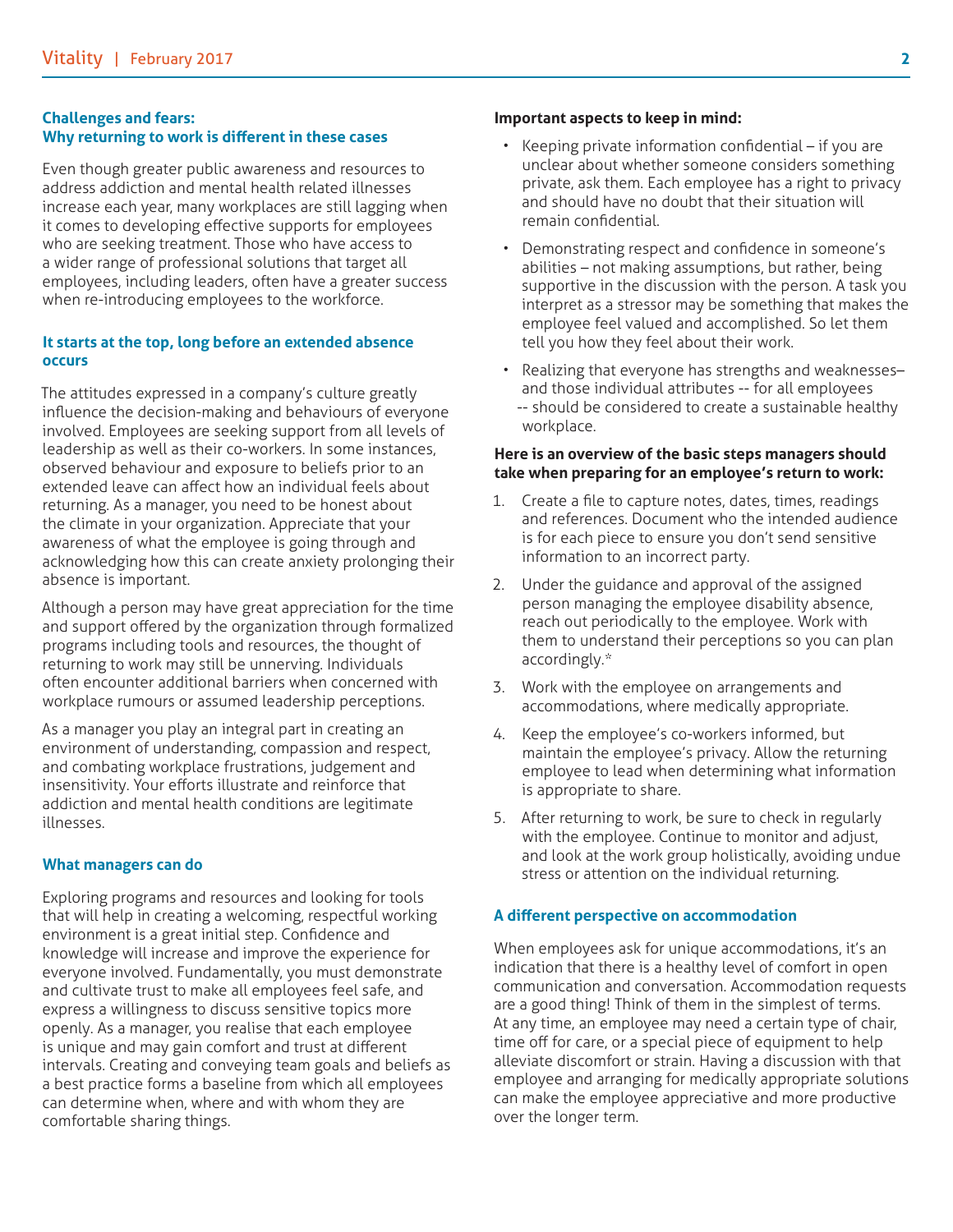### Challenges and fears: Why returning to work is different in these cases

Even though greater public awareness and resources to address addiction and mental health related illnesses increase each year, many workplaces are still lagging when it comes to developing effective supports for employees who are seeking treatment. Those who have access to a wider range of professional solutions that target all employees, including leaders, often have a greater success when re-introducing employees to the workforce.

### It starts at the top, long before an extended absence occurs

The attitudes expressed in a company's culture greatly influence the decision-making and behaviours of everyone involved. Employees are seeking support from all levels of leadership as well as their co-workers. In some instances, observed behaviour and exposure to beliefs prior to an extended leave can affect how an individual feels about returning. As a manager, you need to be honest about the climate in your organization. Appreciate that your awareness of what the employee is going through and acknowledging how this can create anxiety prolonging their absence is important.

Although a person may have great appreciation for the time and support offered by the organization through formalized programs including tools and resources, the thought of returning to work may still be unnerving. Individuals often encounter additional barriers when concerned with workplace rumours or assumed leadership perceptions.

As a manager you play an integral part in creating an environment of understanding, compassion and respect, and combating workplace frustrations, judgement and insensitivity. Your efforts illustrate and reinforce that addiction and mental health conditions are legitimate illnesses.

### What managers can do

Exploring programs and resources and looking for tools that will help in creating a welcoming, respectful working environment is a great initial step. Confidence and knowledge will increase and improve the experience for everyone involved. Fundamentally, you must demonstrate and cultivate trust to make all employees feel safe, and express a willingness to discuss sensitive topics more openly. As a manager, you realise that each employee is unique and may gain comfort and trust at different intervals. Creating and conveying team goals and beliefs as a best practice forms a baseline from which all employees can determine when, where and with whom they are comfortable sharing things.

**Important aspects to keep in mind:**

- Keeping private information confidential – if you are unclear about whether someone considers something private, ask them. Each employee has a right to privacy and should have no doubt that their situation will remain confidential.
- Demonstrating respect and confidence in someone's abilities – not making assumptions, but rather, being supportive in the discussion with the person. A task you interpret as a stressor may be something that makes the employee feel valued and accomplished. So let them tell you how they feel about their work.
- Realizing that everyone has strengths and weaknesses– and those individual attributes -- for all employees -- should be considered to create a sustainable healthy workplace.

**Here is an overview of the basic steps managers should take when preparing for an employee's return to work:**

1. Create a file to capture notes, dates, times, readings and references. Document who the intended audience is for each piece to ensure you don't send sensitive information to an incorrect party.
2. Under the guidance and approval of the assigned person managing the employee disability absence, reach out periodically to the employee. Work with them to understand their perceptions so you can plan accordingly.*
3. Work with the employee on arrangements and accommodations, where medically appropriate.
4. Keep the employee's co-workers informed, but maintain the employee's privacy. Allow the returning employee to lead when determining what information is appropriate to share.
5. After returning to work, be sure to check in regularly with the employee. Continue to monitor and adjust, and look at the work group holistically, avoiding undue stress or attention on the individual returning.

### A different perspective on accommodation

When employees ask for unique accommodations, it's an indication that there is a healthy level of comfort in open communication and conversation. Accommodation requests are a good thing! Think of them in the simplest of terms. At any time, an employee may need a certain type of chair, time off for care, or a special piece of equipment to help alleviate discomfort or strain. Having a discussion with that employee and arranging for medically appropriate solutions can make the employee appreciative and more productive over the longer term.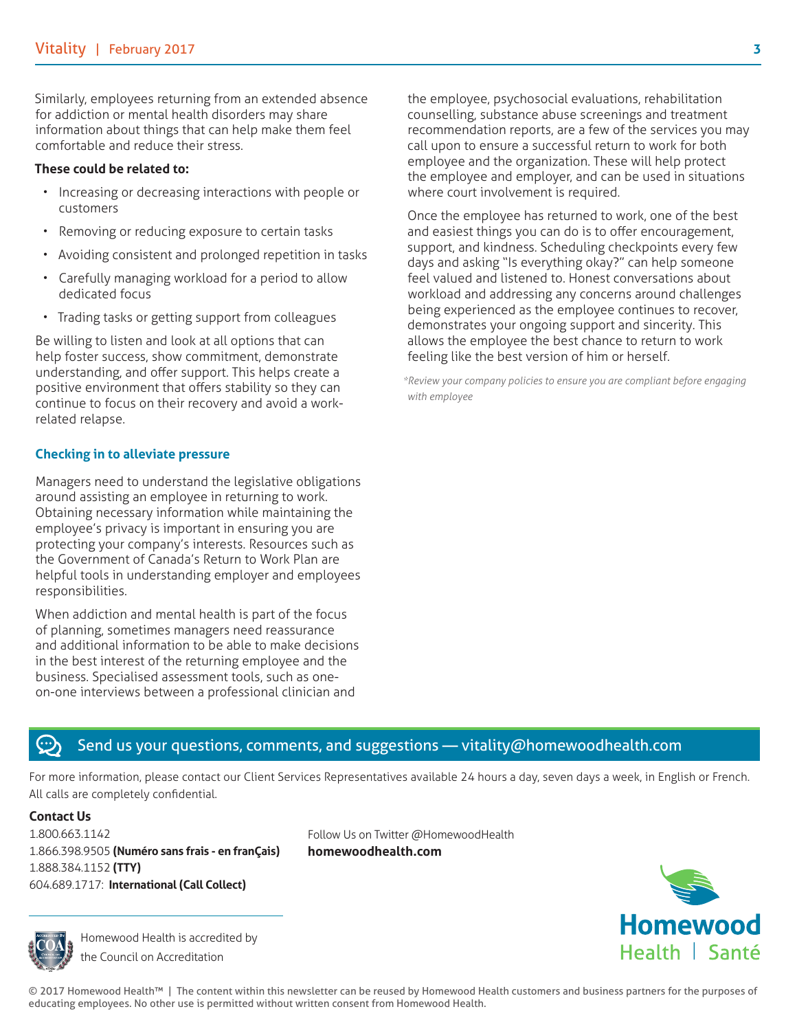Similarly, employees returning from an extended absence for addiction or mental health disorders may share information about things that can help make them feel comfortable and reduce their stress.

**These could be related to:**

- Increasing or decreasing interactions with people or customers
- Removing or reducing exposure to certain tasks
- Avoiding consistent and prolonged repetition in tasks
- Carefully managing workload for a period to allow dedicated focus
- Trading tasks or getting support from colleagues

Be willing to listen and look at all options that can help foster success, show commitment, demonstrate understanding, and offer support. This helps create a positive environment that offers stability so they can continue to focus on their recovery and avoid a work-related relapse.

### Checking in to alleviate pressure

Managers need to understand the legislative obligations around assisting an employee in returning to work. Obtaining necessary information while maintaining the employee's privacy is important in ensuring you are protecting your company's interests. Resources such as the Government of Canada's Return to Work Plan are helpful tools in understanding employer and employees responsibilities.

When addiction and mental health is part of the focus of planning, sometimes managers need reassurance and additional information to be able to make decisions in the best interest of the returning employee and the business. Specialised assessment tools, such as one-on-one interviews between a professional clinician and the employee, psychosocial evaluations, rehabilitation counselling, substance abuse screenings and treatment recommendation reports, are a few of the services you may call upon to ensure a successful return to work for both employee and the organization. These will help protect the employee and employer, and can be used in situations where court involvement is required.

Once the employee has returned to work, one of the best and easiest things you can do is to offer encouragement, support, and kindness. Scheduling checkpoints every few days and asking "Is everything okay?" can help someone feel valued and listened to. Honest conversations about workload and addressing any concerns around challenges being experienced as the employee continues to recover, demonstrates your ongoing support and sincerity. This allows the employee the best chance to return to work feeling like the best version of him or herself.

*\*Review your company policies to ensure you are compliant before engaging with employee*

## Send us your questions, comments, and suggestions — vitality@homewoodhealth.com

For more information, please contact our Client Services Representatives available 24 hours a day, seven days a week, in English or French. All calls are completely confidential.

**Contact Us**

1.800.663.1142
1.866.398.9505 **(Numéro sans frais - en franÇais)**
1.888.384.1152 **(TTY)**
604.689.1717: **International (Call Collect)**

Follow Us on Twitter @HomewoodHealth
**homewoodhealth.com**

Homewood Health is accredited by the Council on Accreditation

Homewood Health | Santé

© 2017 Homewood Health™ | The content within this newsletter can be reused by Homewood Health customers and business partners for the purposes of educating employees. No other use is permitted without written consent from Homewood Health.